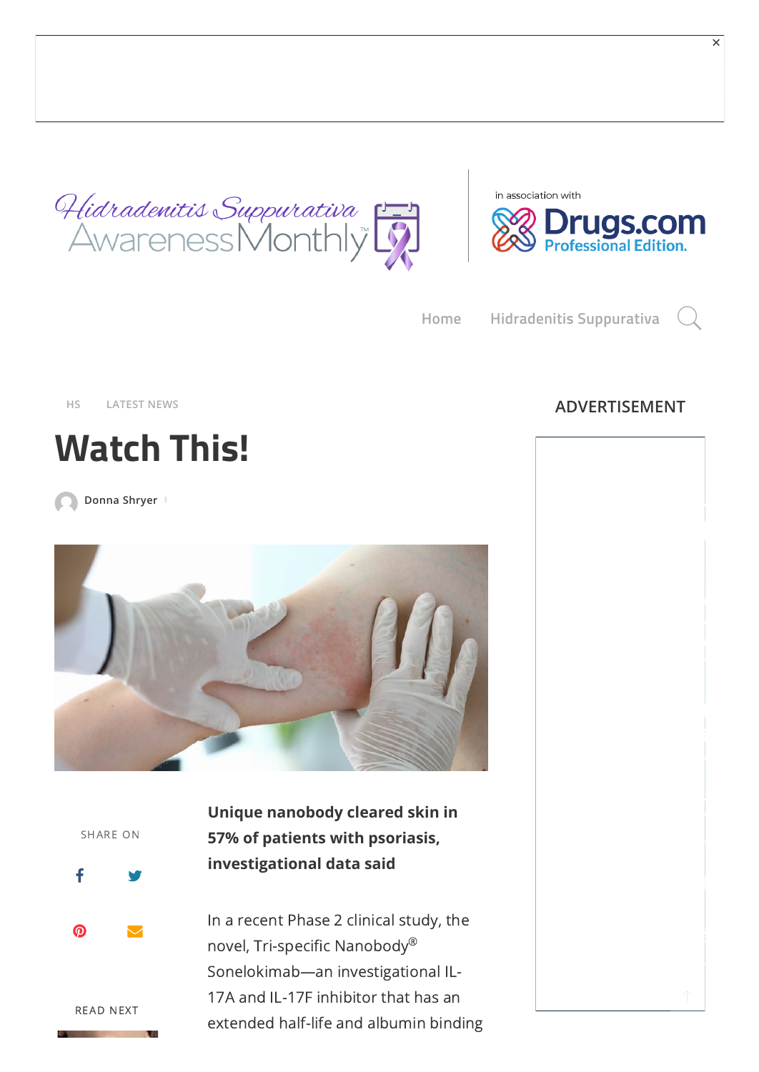Hidradenitis Suppurativa Awareness Monthly

in association with Drugs.com Professional Edition.

Home Hidradenitis Suppurativa

HS LATEST NEWS

# Watch This!

Donna Shryer

SHARE ON

READ NEXT

**Unique nanobody cleared skin in 57% of patients with psoriasis, investigational data said**

In a recent Phase 2 clinical study, the novel, Tri-specific Nanobody® Sonelokimab—an investigational IL-17A and IL-17F inhibitor that has an extended half-life and albumin binding

ADVERTISEMENT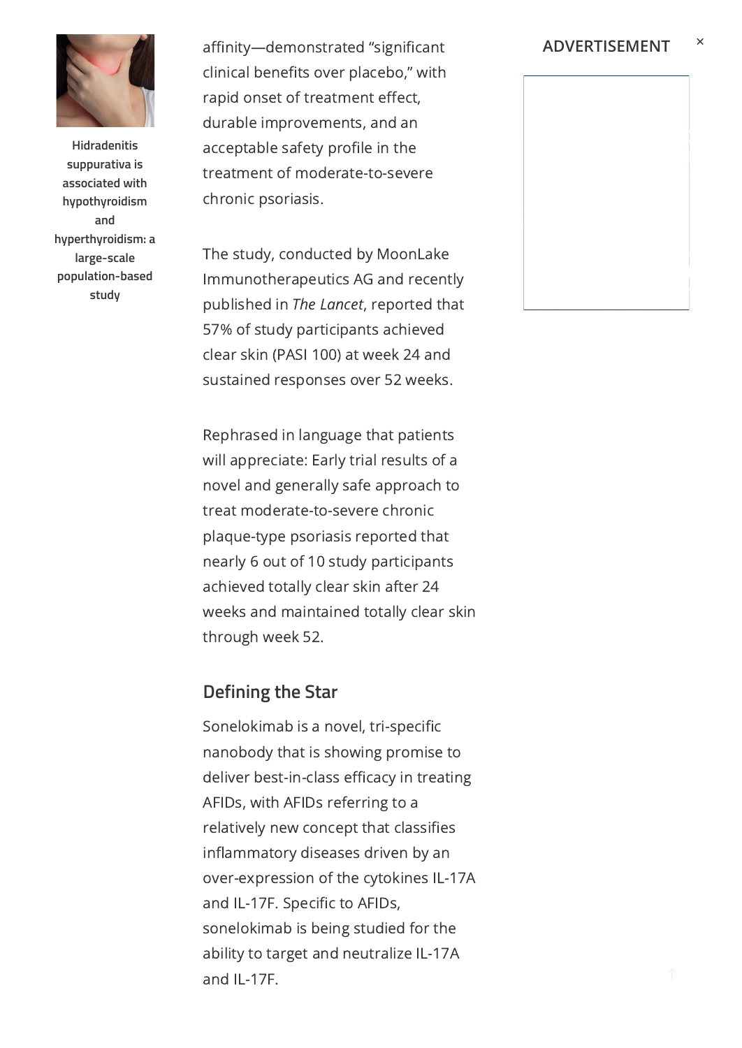affinity—demonstrated "significant clinical benefits over placebo," with rapid onset of treatment effect, durable improvements, and an acceptable safety profile in the treatment of moderate-to-severe chronic psoriasis.

The study, conducted by MoonLake Immunotherapeutics AG and recently published in *The Lancet*, reported that 57% of study participants achieved clear skin (PASI 100) at week 24 and sustained responses over 52 weeks.

Rephrased in language that patients will appreciate: Early trial results of a novel and generally safe approach to treat moderate-to-severe chronic plaque-type psoriasis reported that nearly 6 out of 10 study participants achieved totally clear skin after 24 weeks and maintained totally clear skin through week 52.

## Defining the Star

Sonelokimab is a novel, tri-specific nanobody that is showing promise to deliver best-in-class efficacy in treating AFIDs, with AFIDs referring to a relatively new concept that classifies inflammatory diseases driven by an over-expression of the cytokines IL-17A and IL-17F. Specific to AFIDs, sonelokimab is being studied for the ability to target and neutralize IL-17A and IL-17F.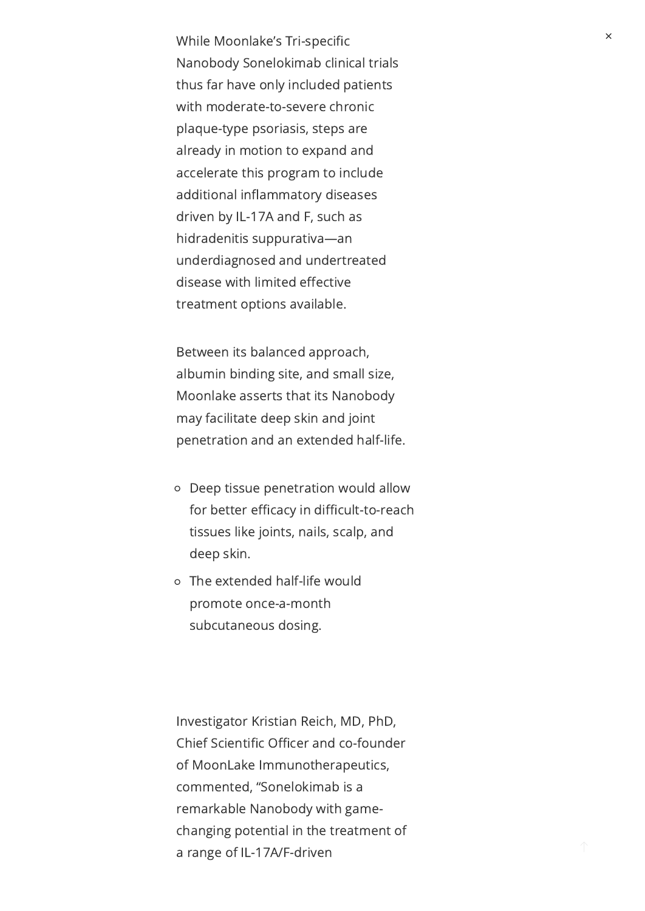While Moonlake's Tri-specific Nanobody Sonelokimab clinical trials thus far have only included patients with moderate-to-severe chronic plaque-type psoriasis, steps are already in motion to expand and accelerate this program to include additional inflammatory diseases driven by IL-17A and F, such as hidradenitis suppurativa—an underdiagnosed and undertreated disease with limited effective treatment options available.

Between its balanced approach, albumin binding site, and small size, Moonlake asserts that its Nanobody may facilitate deep skin and joint penetration and an extended half-life.

- Deep tissue penetration would allow for better efficacy in difficult-to-reach tissues like joints, nails, scalp, and deep skin.
- The extended half-life would promote once-a-month subcutaneous dosing.

Investigator Kristian Reich, MD, PhD, Chief Scientific Officer and co-founder of MoonLake Immunotherapeutics, commented, "Sonelokimab is a remarkable Nanobody with game-changing potential in the treatment of a range of IL-17A/F-driven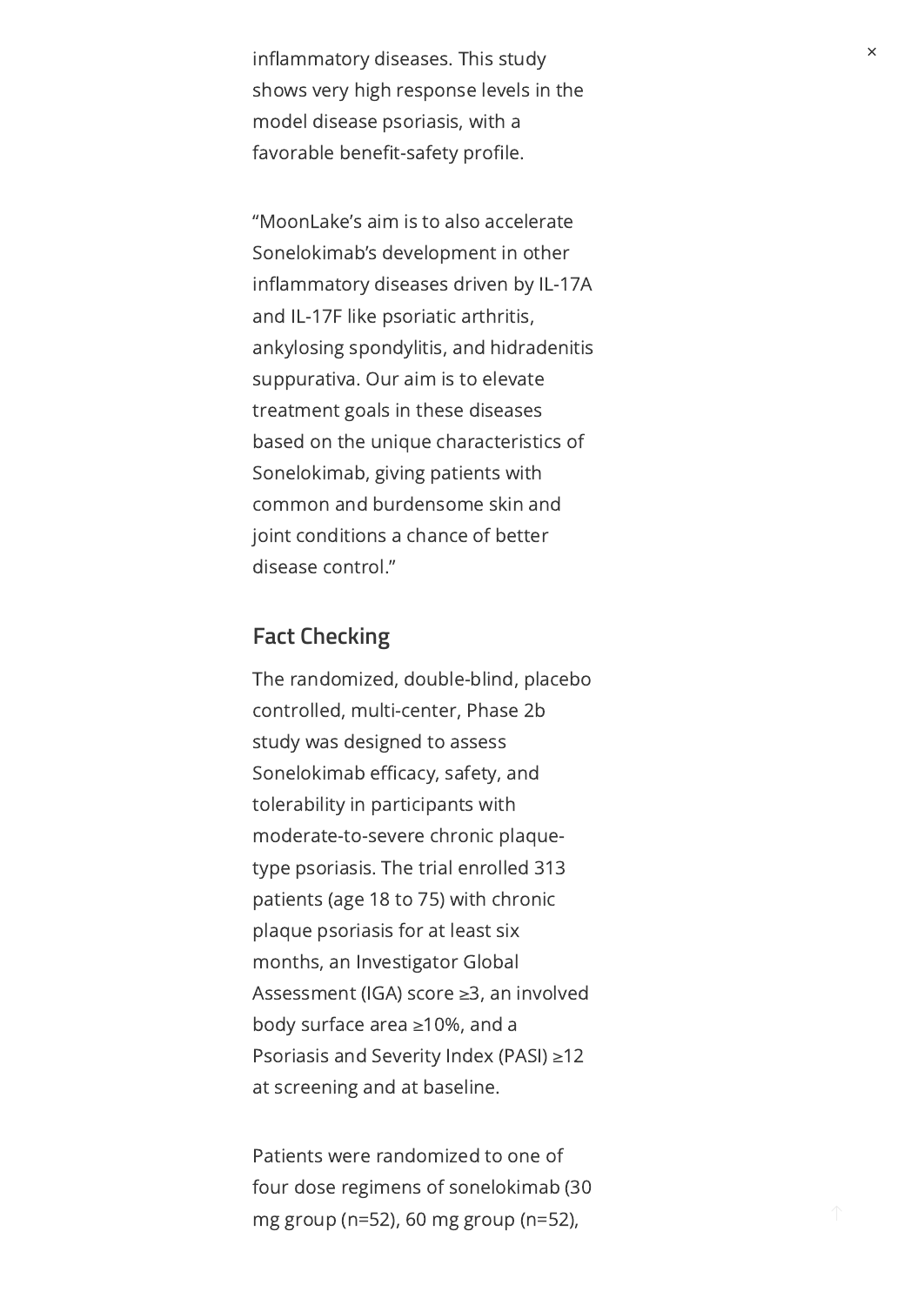inflammatory diseases. This study shows very high response levels in the model disease psoriasis, with a favorable benefit-safety profile.

“MoonLake’s aim is to also accelerate Sonelokimab’s development in other inflammatory diseases driven by IL-17A and IL-17F like psoriatic arthritis, ankylosing spondylitis, and hidradenitis suppurativa. Our aim is to elevate treatment goals in these diseases based on the unique characteristics of Sonelokimab, giving patients with common and burdensome skin and joint conditions a chance of better disease control.”

## Fact Checking

The randomized, double-blind, placebo controlled, multi-center, Phase 2b study was designed to assess Sonelokimab efficacy, safety, and tolerability in participants with moderate-to-severe chronic plaque-type psoriasis. The trial enrolled 313 patients (age 18 to 75) with chronic plaque psoriasis for at least six months, an Investigator Global Assessment (IGA) score ≥3, an involved body surface area ≥10%, and a Psoriasis and Severity Index (PASI) ≥12 at screening and at baseline.

Patients were randomized to one of four dose regimens of sonelokimab (30 mg group (n=52), 60 mg group (n=52),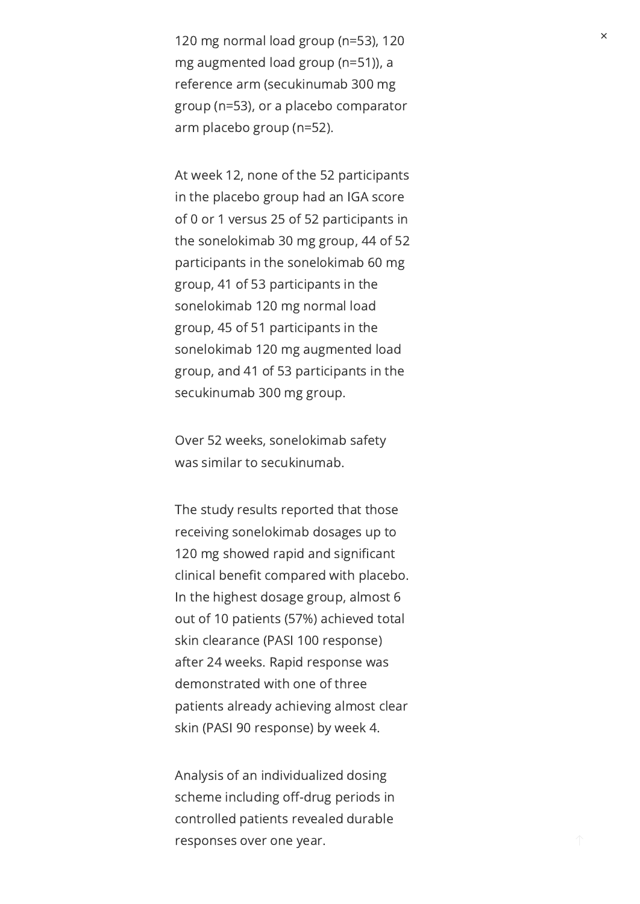120 mg normal load group (n=53), 120 mg augmented load group (n=51)), a reference arm (secukinumab 300 mg group (n=53), or a placebo comparator arm placebo group (n=52).

At week 12, none of the 52 participants in the placebo group had an IGA score of 0 or 1 versus 25 of 52 participants in the sonelokimab 30 mg group, 44 of 52 participants in the sonelokimab 60 mg group, 41 of 53 participants in the sonelokimab 120 mg normal load group, 45 of 51 participants in the sonelokimab 120 mg augmented load group, and 41 of 53 participants in the secukinumab 300 mg group.

Over 52 weeks, sonelokimab safety was similar to secukinumab.

The study results reported that those receiving sonelokimab dosages up to 120 mg showed rapid and significant clinical benefit compared with placebo. In the highest dosage group, almost 6 out of 10 patients (57%) achieved total skin clearance (PASI 100 response) after 24 weeks. Rapid response was demonstrated with one of three patients already achieving almost clear skin (PASI 90 response) by week 4.

Analysis of an individualized dosing scheme including off-drug periods in controlled patients revealed durable responses over one year.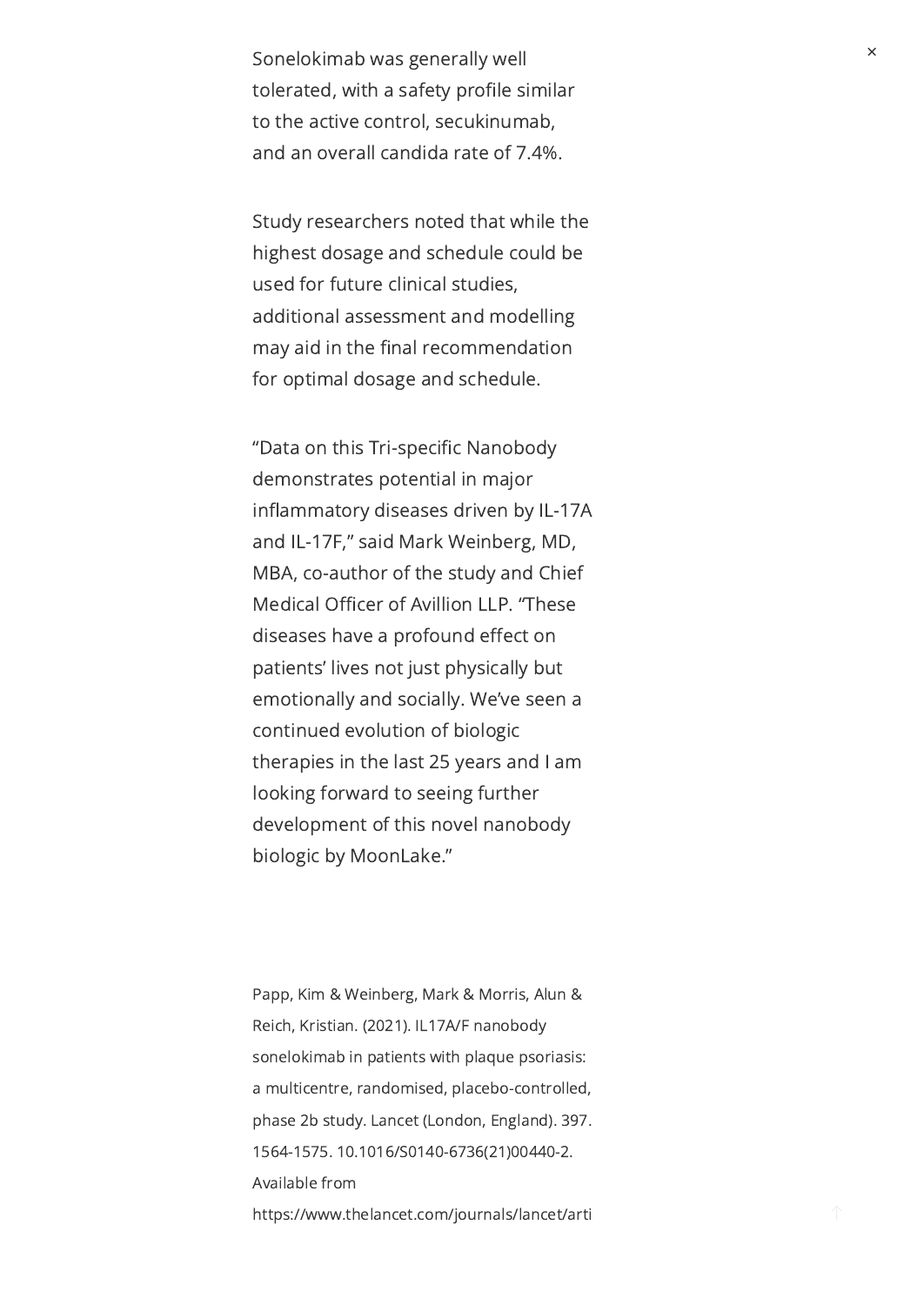Sonelokimab was generally well tolerated, with a safety profile similar to the active control, secukinumab, and an overall candida rate of 7.4%.

Study researchers noted that while the highest dosage and schedule could be used for future clinical studies, additional assessment and modelling may aid in the final recommendation for optimal dosage and schedule.

"Data on this Tri-specific Nanobody demonstrates potential in major inflammatory diseases driven by IL-17A and IL-17F," said Mark Weinberg, MD, MBA, co-author of the study and Chief Medical Officer of Avillion LLP. "These diseases have a profound effect on patients' lives not just physically but emotionally and socially. We've seen a continued evolution of biologic therapies in the last 25 years and I am looking forward to seeing further development of this novel nanobody biologic by MoonLake."

Papp, Kim & Weinberg, Mark & Morris, Alun & Reich, Kristian. (2021). IL17A/F nanobody sonelokimab in patients with plaque psoriasis: a multicentre, randomised, placebo-controlled, phase 2b study. Lancet (London, England). 397. 1564-1575. 10.1016/S0140-6736(21)00440-2. Available from https://www.thelancet.com/journals/lancet/arti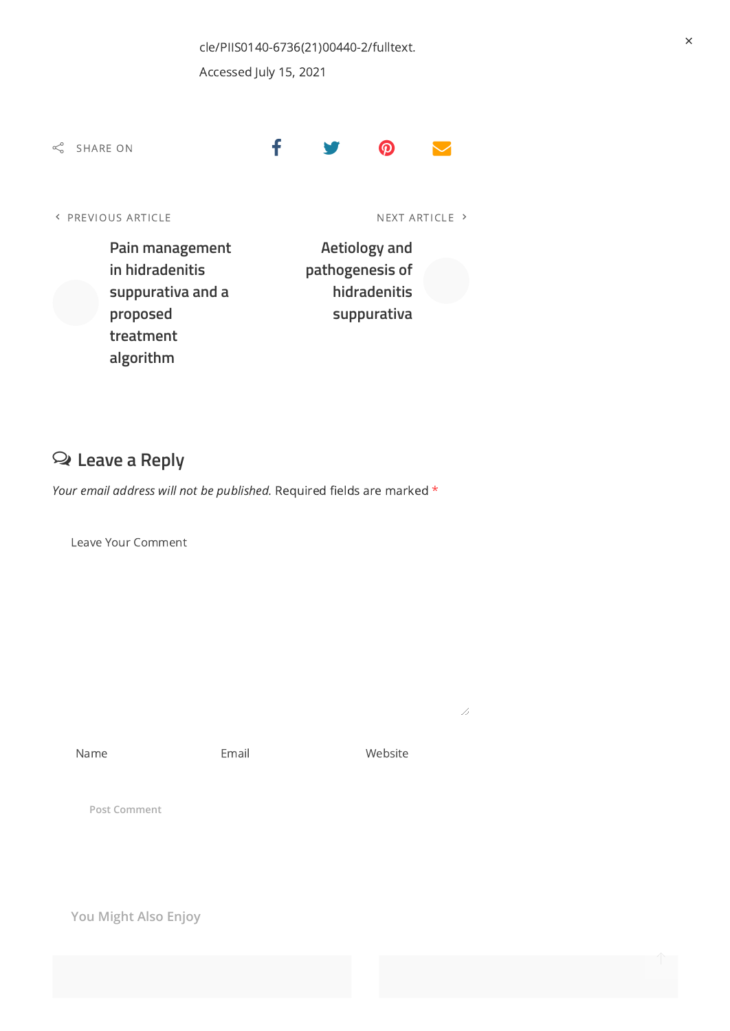cle/PIIS0140-6736(21)00440-2/fulltext. Accessed July 15, 2021

SHARE ON

PREVIOUS ARTICLE

Pain management in hidradenitis suppurativa and a proposed treatment algorithm

NEXT ARTICLE

Aetiology and pathogenesis of hidradenitis suppurativa

## Leave a Reply

*Your email address will not be published.* Required fields are marked *

Leave Your Comment

Name

Email

Website

Post Comment

You Might Also Enjoy